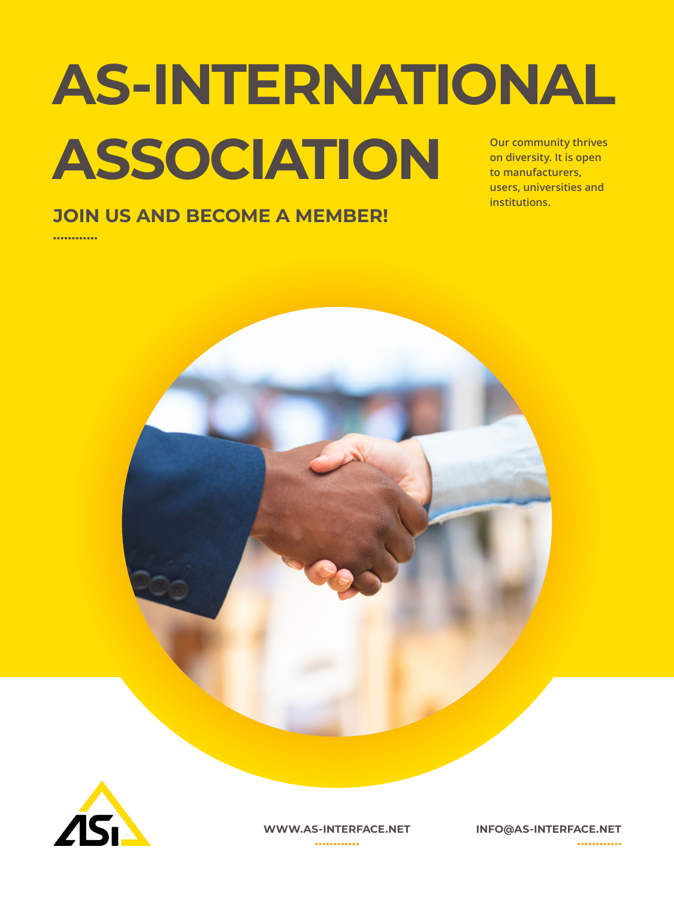# AS-INTERNATIONAL ASSOCIATION

## JOIN US AND BECOME A MEMBER!

Our community thrives on diversity. It is open to manufacturers, users, universities and institutions.

WWW.AS-INTERFACE.NET

INFO@AS-INTERFACE.NET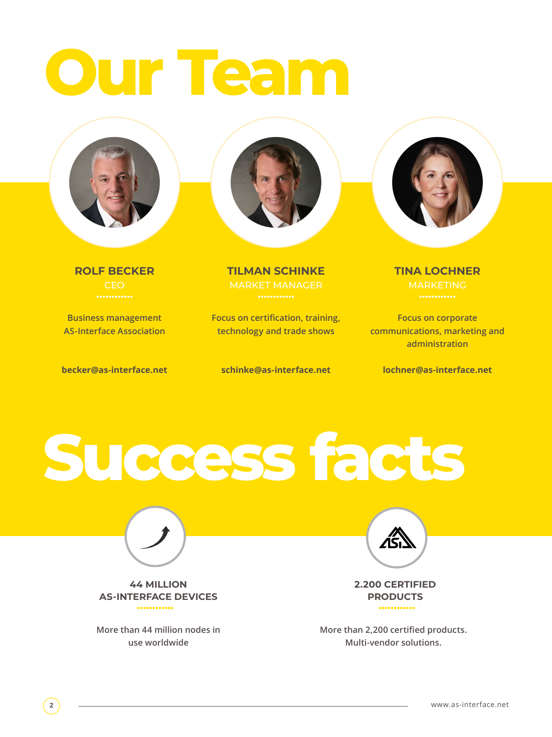# Our Team

**ROLF BECKER**
CEO

Business management
AS-Interface Association

**becker@as-interface.net**

**TILMAN SCHINKE**
MARKET MANAGER

Focus on certification, training, technology and trade shows

**schinke@as-interface.net**

**TINA LOCHNER**
MARKETING

Focus on corporate communications, marketing and administration

**lochner@as-interface.net**

# Success facts

**44 MILLION AS-INTERFACE DEVICES**

More than 44 million nodes in use worldwide

**2.200 CERTIFIED PRODUCTS**

More than 2,200 certified products. Multi-vendor solutions.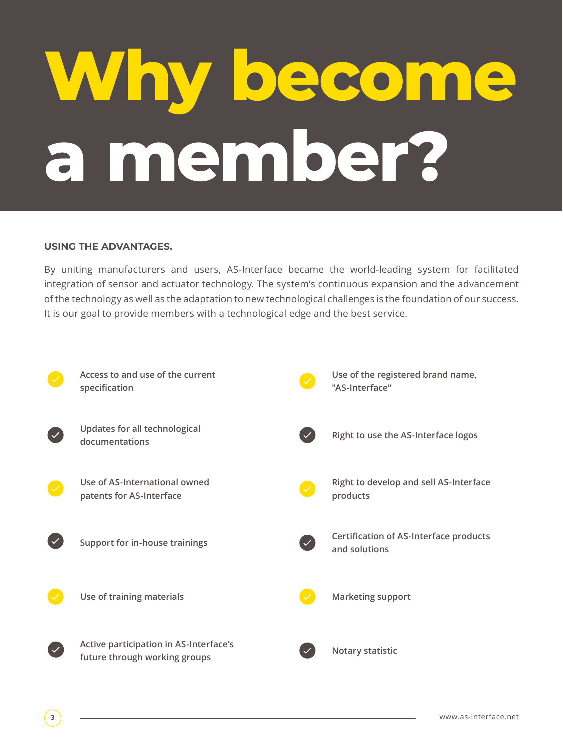# Why become a member?

**USING THE ADVANTAGES.**

By uniting manufacturers and users, AS-Interface became the world-leading system for facilitated integration of sensor and actuator technology. The system's continuous expansion and the advancement of the technology as well as the adaptation to new technological challenges is the foundation of our success. It is our goal to provide members with a technological edge and the best service.

- Access to and use of the current specification
- Updates for all technological documentations
- Use of AS-International owned patents for AS-Interface
- Support for in-house trainings
- Use of training materials
- Active participation in AS-Interface's future through working groups
- Use of the registered brand name, "AS-Interface"
- Right to use the AS-Interface logos
- Right to develop and sell AS-Interface products
- Certification of AS-Interface products and solutions
- Marketing support
- Notary statistic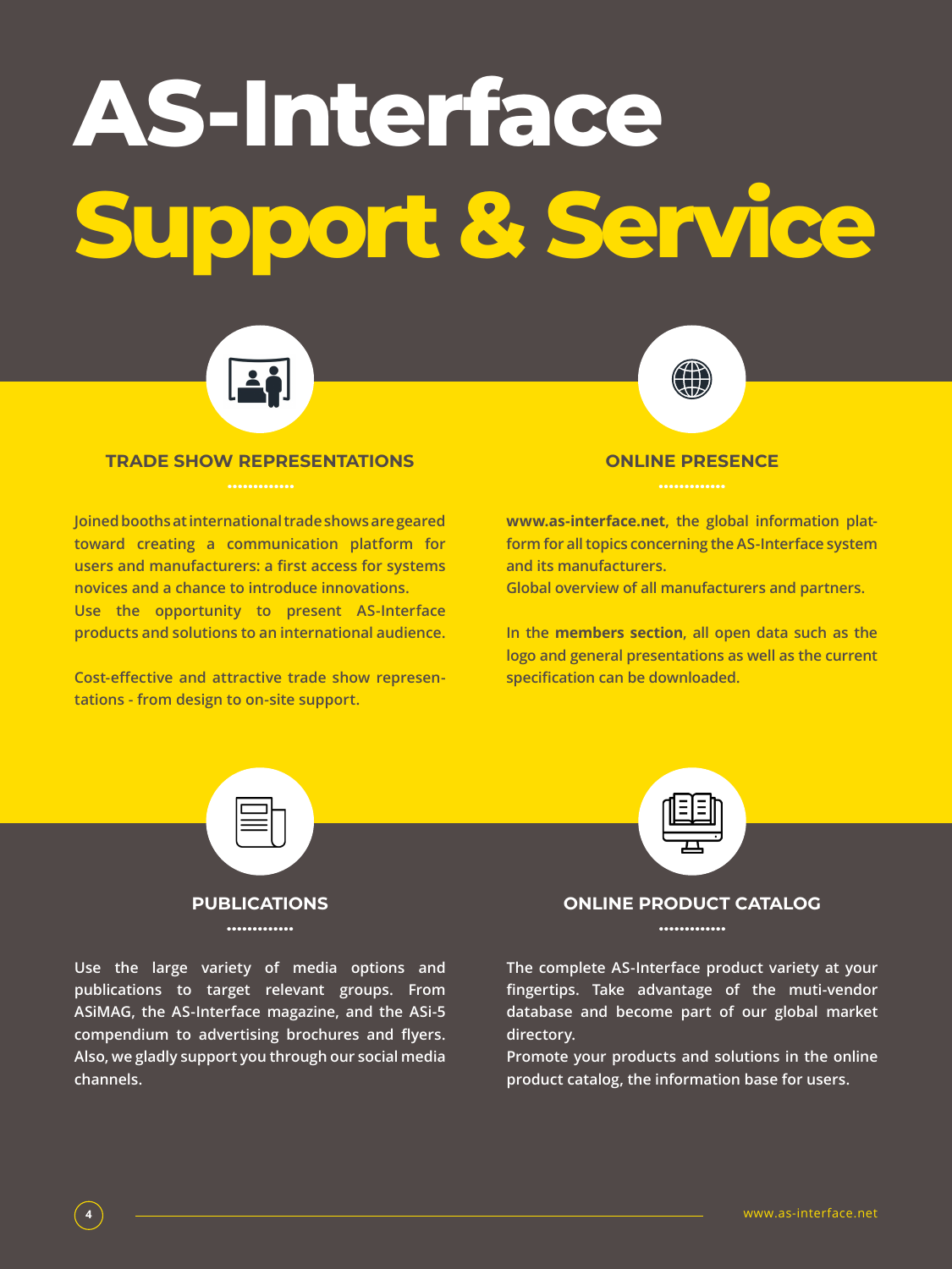# AS-Interface Support & Service

## TRADE SHOW REPRESENTATIONS

Joined booths at international trade shows are geared toward creating a communication platform for users and manufacturers: a first access for systems novices and a chance to introduce innovations.
Use the opportunity to present AS-Interface products and solutions to an international audience.

Cost-effective and attractive trade show representations - from design to on-site support.

## ONLINE PRESENCE

**www.as-interface.net**, the global information platform for all topics concerning the AS-Interface system and its manufacturers.
Global overview of all manufacturers and partners.

In the **members section**, all open data such as the logo and general presentations as well as the current specification can be downloaded.

## PUBLICATIONS

Use the large variety of media options and publications to target relevant groups. From ASiMAG, the AS-Interface magazine, and the ASi-5 compendium to advertising brochures and flyers. Also, we gladly support you through our social media channels.

## ONLINE PRODUCT CATALOG

The complete AS-Interface product variety at your fingertips. Take advantage of the muti-vendor database and become part of our global market directory.
Promote your products and solutions in the online product catalog, the information base for users.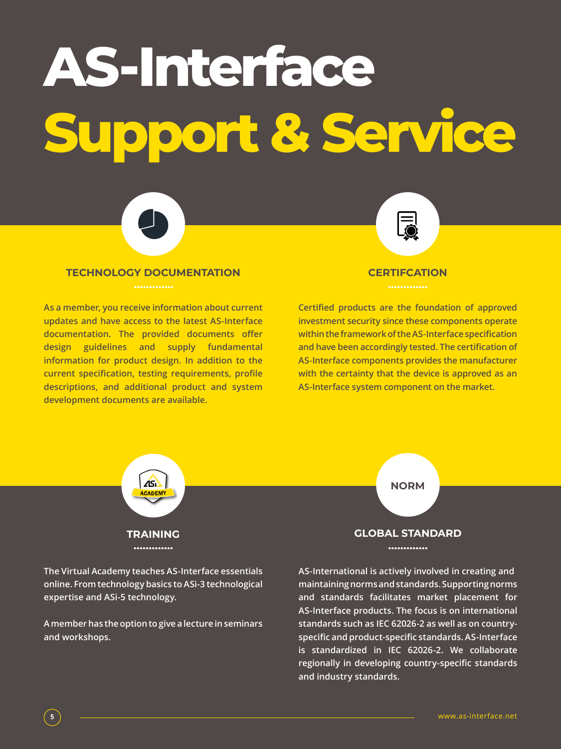# AS-Interface Support & Service

## TECHNOLOGY DOCUMENTATION

As a member, you receive information about current updates and have access to the latest AS-Interface documentation. The provided documents offer design guidelines and supply fundamental information for product design. In addition to the current specification, testing requirements, profile descriptions, and additional product and system development documents are available.

## CERTIFCATION

Certified products are the foundation of approved investment security since these components operate within the framework of the AS-Interface specification and have been accordingly tested. The certification of AS-Interface components provides the manufacturer with the certainty that the device is approved as an AS-Interface system component on the market.

## TRAINING

The Virtual Academy teaches AS-Interface essentials online. From technology basics to ASi-3 technological expertise and ASi-5 technology.

A member has the option to give a lecture in seminars and workshops.

NORM

## GLOBAL STANDARD

AS-International is actively involved in creating and maintaining norms and standards. Supporting norms and standards facilitates market placement for AS-Interface products. The focus is on international standards such as IEC 62026-2 as well as on country-specific and product-specific standards. AS-Interface is standardized in IEC 62026-2. We collaborate regionally in developing country-specific standards and industry standards.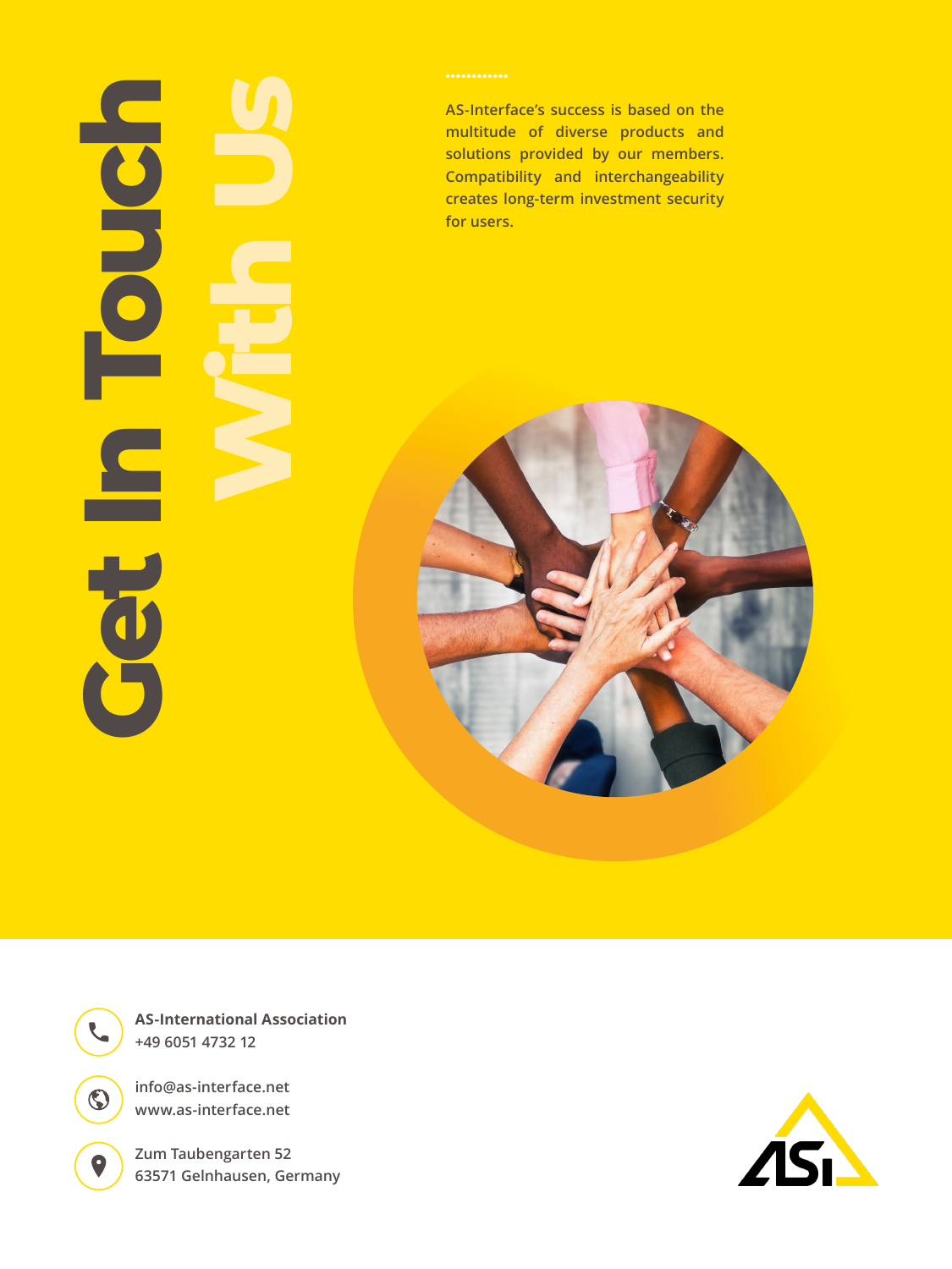# Get In Touch With Us

AS-Interface's success is based on the multitude of diverse products and solutions provided by our members. Compatibility and interchangeability creates long-term investment security for users.

**AS-International Association**
+49 6051 4732 12

info@as-interface.net
www.as-interface.net

Zum Taubengarten 52
63571 Gelnhausen, Germany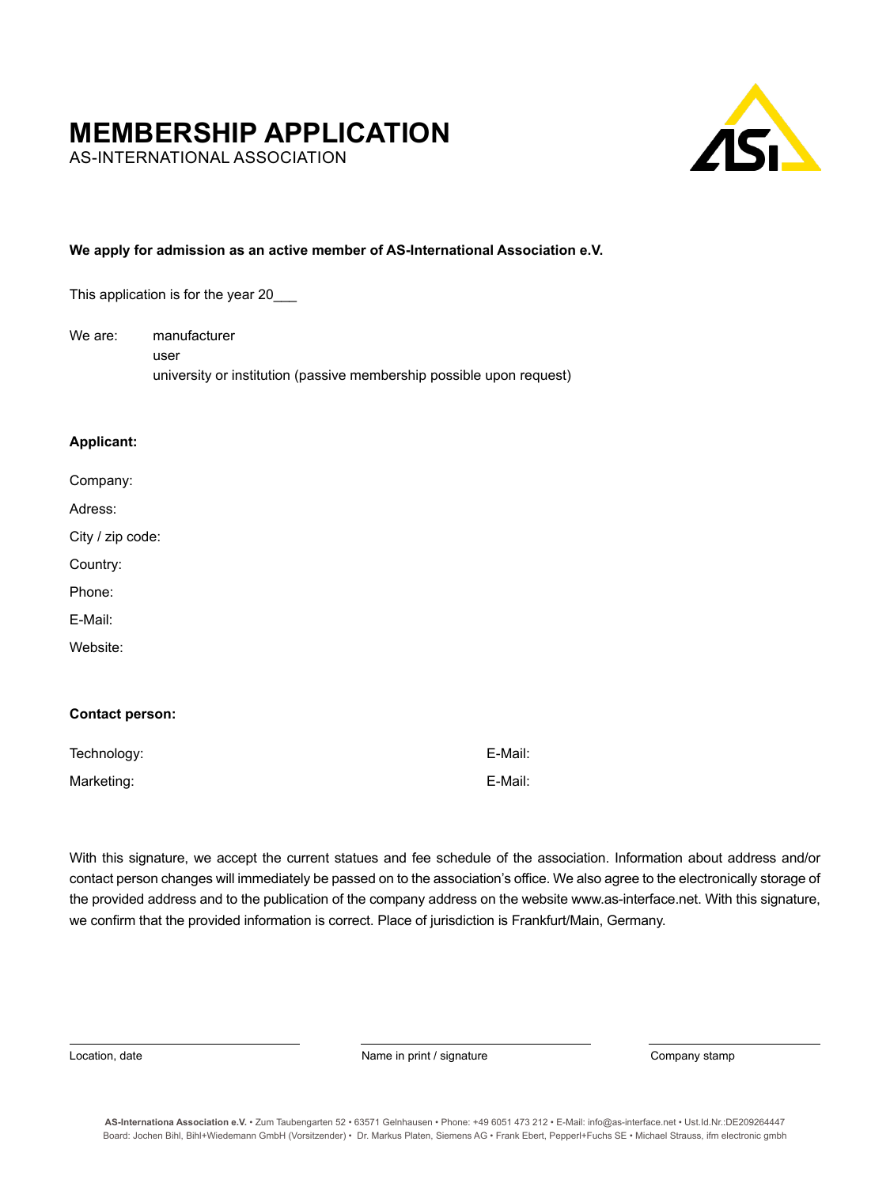# MEMBERSHIP APPLICATION

AS-INTERNATIONAL ASSOCIATION

**We apply for admission as an active member of AS-International Association e.V.**

This application is for the year 20___

We are: manufacturer
user
university or institution (passive membership possible upon request)

**Applicant:**

Company:

Adress:

City / zip code:

Country:

Phone:

E-Mail:

Website:

**Contact person:**

Technology: E-Mail:

Marketing: E-Mail:

With this signature, we accept the current statues and fee schedule of the association. Information about address and/or contact person changes will immediately be passed on to the association's office. We also agree to the electronically storage of the provided address and to the publication of the company address on the website www.as-interface.net. With this signature, we confirm that the provided information is correct. Place of jurisdiction is Frankfurt/Main, Germany.

Location, date

Name in print / signature

Company stamp

**AS-Internationa Association e.V.** • Zum Taubengarten 52 • 63571 Gelnhausen • Phone: +49 6051 473 212 • E-Mail: info@as-interface.net • Ust.Id.Nr.:DE209264447
Board: Jochen Bihl, Bihl+Wiedemann GmbH (Vorsitzender) • Dr. Markus Platen, Siemens AG • Frank Ebert, Pepperl+Fuchs SE • Michael Strauss, ifm electronic gmbh